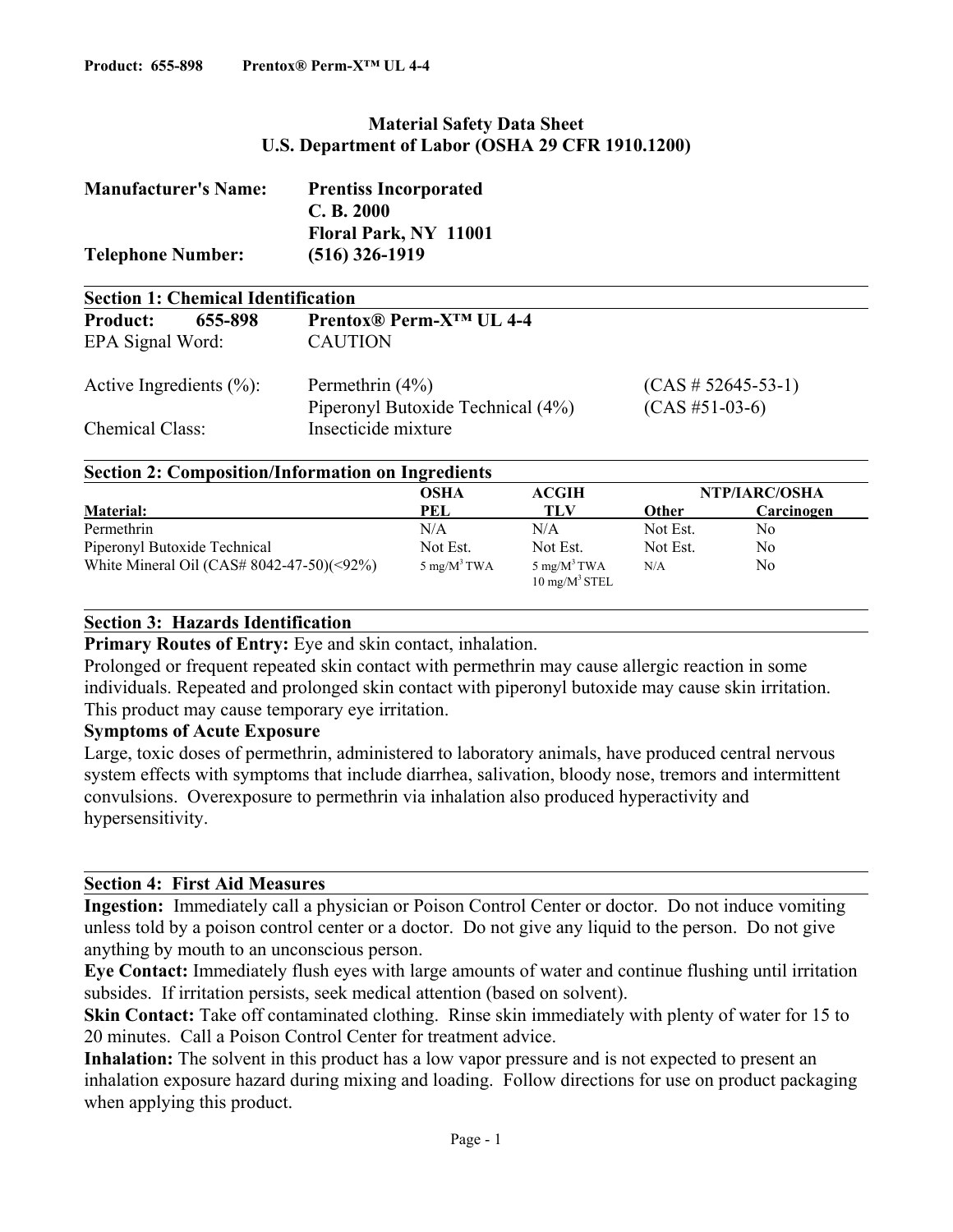# Material Safety Data Sheet
## U.S. Department of Labor (OSHA 29 CFR 1910.1200)

**Manufacturer's Name:** **Prentiss Incorporated**
**C. B. 2000**
**Floral Park, NY 11001**

**Telephone Number:** **(516) 326-1919**

## Section 1: Chemical Identification

**Product: 655-898** **Prentox® Perm-X™ UL 4-4**

EPA Signal Word: CAUTION

Active Ingredients (%): Permethrin (4%) (CAS # 52645-53-1)
Piperonyl Butoxide Technical (4%) (CAS #51-03-6)

Chemical Class: Insecticide mixture

## Section 2: Composition/Information on Ingredients

| Material: | OSHA PEL | ACGIH TLV | NTP/IARC/OSHA Other | Carcinogen |
|---|---|---|---|---|
| Permethrin | N/A | N/A | Not Est. | No |
| Piperonyl Butoxide Technical | Not Est. | Not Est. | Not Est. | No |
| White Mineral Oil (CAS# 8042-47-50)(<92%) | 5 mg/M$^3$ TWA | 5 mg/M$^3$ TWA 10 mg/M$^3$ STEL | N/A | No |

## Section 3: Hazards Identification

**Primary Routes of Entry:** Eye and skin contact, inhalation.

Prolonged or frequent repeated skin contact with permethrin may cause allergic reaction in some individuals. Repeated and prolonged skin contact with piperonyl butoxide may cause skin irritation. This product may cause temporary eye irritation.

**Symptoms of Acute Exposure**

Large, toxic doses of permethrin, administered to laboratory animals, have produced central nervous system effects with symptoms that include diarrhea, salivation, bloody nose, tremors and intermittent convulsions. Overexposure to permethrin via inhalation also produced hyperactivity and hypersensitivity.

## Section 4: First Aid Measures

**Ingestion:** Immediately call a physician or Poison Control Center or doctor. Do not induce vomiting unless told by a poison control center or a doctor. Do not give any liquid to the person. Do not give anything by mouth to an unconscious person.

**Eye Contact:** Immediately flush eyes with large amounts of water and continue flushing until irritation subsides. If irritation persists, seek medical attention (based on solvent).

**Skin Contact:** Take off contaminated clothing. Rinse skin immediately with plenty of water for 15 to 20 minutes. Call a Poison Control Center for treatment advice.

**Inhalation:** The solvent in this product has a low vapor pressure and is not expected to present an inhalation exposure hazard during mixing and loading. Follow directions for use on product packaging when applying this product.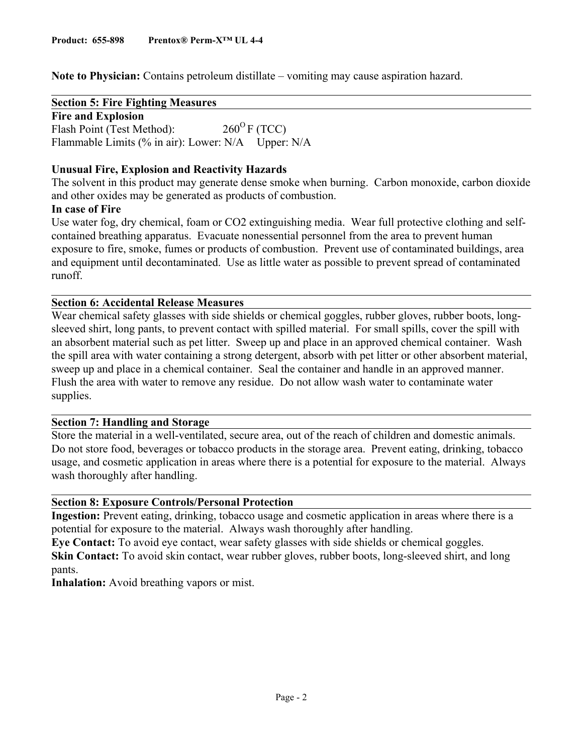**Note to Physician:** Contains petroleum distillate – vomiting may cause aspiration hazard.

## Section 5: Fire Fighting Measures

**Fire and Explosion**

Flash Point (Test Method): $260^{O}$ F (TCC)

Flammable Limits (% in air): Lower: N/A Upper: N/A

**Unusual Fire, Explosion and Reactivity Hazards**

The solvent in this product may generate dense smoke when burning. Carbon monoxide, carbon dioxide and other oxides may be generated as products of combustion.

**In case of Fire**

Use water fog, dry chemical, foam or $CO_2$ extinguishing media. Wear full protective clothing and self-contained breathing apparatus. Evacuate nonessential personnel from the area to prevent human exposure to fire, smoke, fumes or products of combustion. Prevent use of contaminated buildings, area and equipment until decontaminated. Use as little water as possible to prevent spread of contaminated runoff.

## Section 6: Accidental Release Measures

Wear chemical safety glasses with side shields or chemical goggles, rubber gloves, rubber boots, long-sleeved shirt, long pants, to prevent contact with spilled material. For small spills, cover the spill with an absorbent material such as pet litter. Sweep up and place in an approved chemical container. Wash the spill area with water containing a strong detergent, absorb with pet litter or other absorbent material, sweep up and place in a chemical container. Seal the container and handle in an approved manner. Flush the area with water to remove any residue. Do not allow wash water to contaminate water supplies.

## Section 7: Handling and Storage

Store the material in a well-ventilated, secure area, out of the reach of children and domestic animals. Do not store food, beverages or tobacco products in the storage area. Prevent eating, drinking, tobacco usage, and cosmetic application in areas where there is a potential for exposure to the material. Always wash thoroughly after handling.

## Section 8: Exposure Controls/Personal Protection

**Ingestion:** Prevent eating, drinking, tobacco usage and cosmetic application in areas where there is a potential for exposure to the material. Always wash thoroughly after handling.

**Eye Contact:** To avoid eye contact, wear safety glasses with side shields or chemical goggles.

**Skin Contact:** To avoid skin contact, wear rubber gloves, rubber boots, long-sleeved shirt, and long pants.

**Inhalation:** Avoid breathing vapors or mist.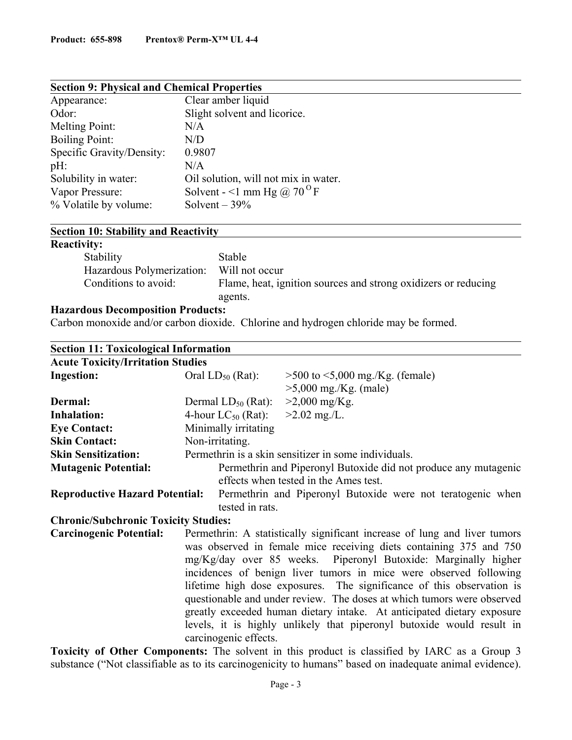## Section 9: Physical and Chemical Properties

| | |
|---|---|
| Appearance: | Clear amber liquid |
| Odor: | Slight solvent and licorice. |
| Melting Point: | N/A |
| Boiling Point: | N/D |
| Specific Gravity/Density: | 0.9807 |
| pH: | N/A |
| Solubility in water: | Oil solution, will not mix in water. |
| Vapor Pressure: | Solvent - <1 mm Hg @ 70 $^{O}$F |
| % Volatile by volume: | Solvent – 39% |

## Section 10: Stability and Reactivity

**Reactivity:**

| | |
|---|---|
| Stability | Stable |
| Hazardous Polymerization: | Will not occur |
| Conditions to avoid: | Flame, heat, ignition sources and strong oxidizers or reducing agents. |

**Hazardous Decomposition Products:**

Carbon monoxide and/or carbon dioxide. Chlorine and hydrogen chloride may be formed.

## Section 11: Toxicological Information

**Acute Toxicity/Irritation Studies**

| | | |
|---|---|---|
| **Ingestion:** | Oral $LD_{50}$ (Rat): | >500 to <5,000 mg./Kg. (female)<br>>5,000 mg./Kg. (male) |
| **Dermal:** | Dermal $LD_{50}$ (Rat): | >2,000 mg/Kg. |
| **Inhalation:** | 4-hour $LC_{50}$ (Rat): | >2.02 mg./L. |
| **Eye Contact:** | Minimally irritating | |
| **Skin Contact:** | Non-irritating. | |
| **Skin Sensitization:** | Permethrin is a skin sensitizer in some individuals. | |

**Mutagenic Potential:** Permethrin and Piperonyl Butoxide did not produce any mutagenic effects when tested in the Ames test.

**Reproductive Hazard Potential:** Permethrin and Piperonyl Butoxide were not teratogenic when tested in rats.

**Chronic/Subchronic Toxicity Studies:**

**Carcinogenic Potential:** Permethrin: A statistically significant increase of lung and liver tumors was observed in female mice receiving diets containing 375 and 750 mg/Kg/day over 85 weeks. Piperonyl Butoxide: Marginally higher incidences of benign liver tumors in mice were observed following lifetime high dose exposures. The significance of this observation is questionable and under review. The doses at which tumors were observed greatly exceeded human dietary intake. At anticipated dietary exposure levels, it is highly unlikely that piperonyl butoxide would result in carcinogenic effects.

**Toxicity of Other Components:** The solvent in this product is classified by IARC as a Group 3 substance ("Not classifiable as to its carcinogenicity to humans" based on inadequate animal evidence).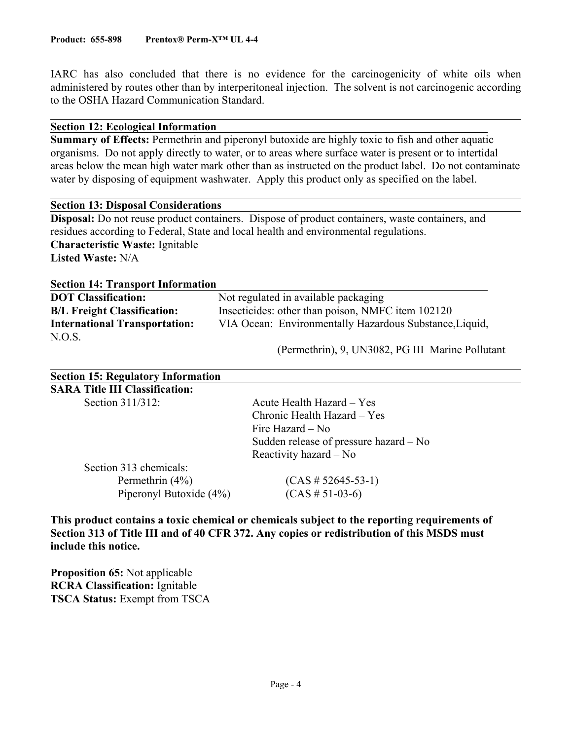IARC has also concluded that there is no evidence for the carcinogenicity of white oils when administered by routes other than by interperitoneal injection. The solvent is not carcinogenic according to the OSHA Hazard Communication Standard.

## Section 12: Ecological Information

**Summary of Effects:** Permethrin and piperonyl butoxide are highly toxic to fish and other aquatic organisms. Do not apply directly to water, or to areas where surface water is present or to intertidal areas below the mean high water mark other than as instructed on the product label. Do not contaminate water by disposing of equipment washwater. Apply this product only as specified on the label.

## Section 13: Disposal Considerations

**Disposal:** Do not reuse product containers. Dispose of product containers, waste containers, and residues according to Federal, State and local health and environmental regulations.
**Characteristic Waste:** Ignitable
**Listed Waste:** N/A

## Section 14: Transport Information

| | |
|---|---|
| **DOT Classification:** | Not regulated in available packaging |
| **B/L Freight Classification:** | Insecticides: other than poison, NMFC item 102120 |
| **International Transportation:** | VIA Ocean: Environmentally Hazardous Substance, Liquid, N.O.S. (Permethrin), 9, UN3082, PG III Marine Pollutant |

## Section 15: Regulatory Information

**SARA Title III Classification:**

Section 311/312:
- Acute Health Hazard – Yes
- Chronic Health Hazard – Yes
- Fire Hazard – No
- Sudden release of pressure hazard – No
- Reactivity hazard – No

Section 313 chemicals:

| | |
|---|---|
| Permethrin (4%) | (CAS # 52645-53-1) |
| Piperonyl Butoxide (4%) | (CAS # 51-03-6) |

**This product contains a toxic chemical or chemicals subject to the reporting requirements of Section 313 of Title III and of 40 CFR 372. Any copies or redistribution of this MSDS must include this notice.**

**Proposition 65:** Not applicable
**RCRA Classification:** Ignitable
**TSCA Status:** Exempt from TSCA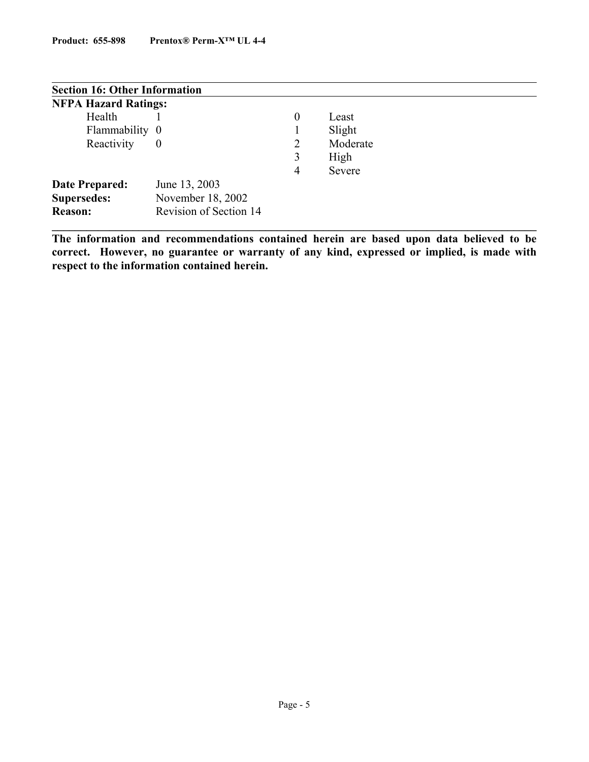## Section 16: Other Information

**NFPA Hazard Ratings:**

| | | | |
|---|---|---|---|
| Health | 1 | 0 | Least |
| Flammability | 0 | 1 | Slight |
| Reactivity | 0 | 2 | Moderate |
| | | 3 | High |
| | | 4 | Severe |

**Date Prepared:** June 13, 2003
**Supersedes:** November 18, 2002
**Reason:** Revision of Section 14

---

**The information and recommendations contained herein are based upon data believed to be correct. However, no guarantee or warranty of any kind, expressed or implied, is made with respect to the information contained herein.**